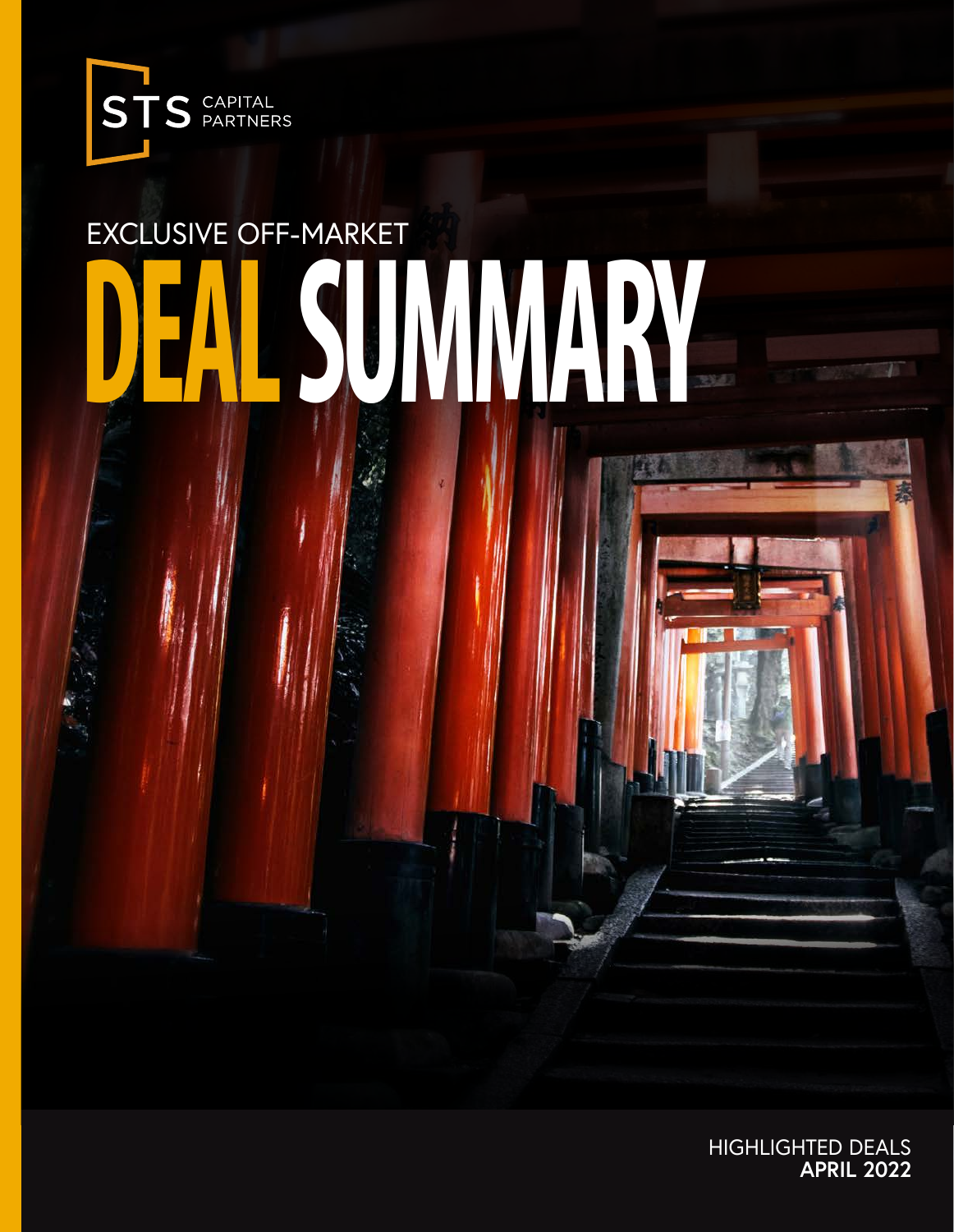STS CAPITAL PARTNERS

EXCLUSIVE OFF-MARKET

# DEAL SUMMARY

HIGHLIGHTED DEALS
**APRIL 2022**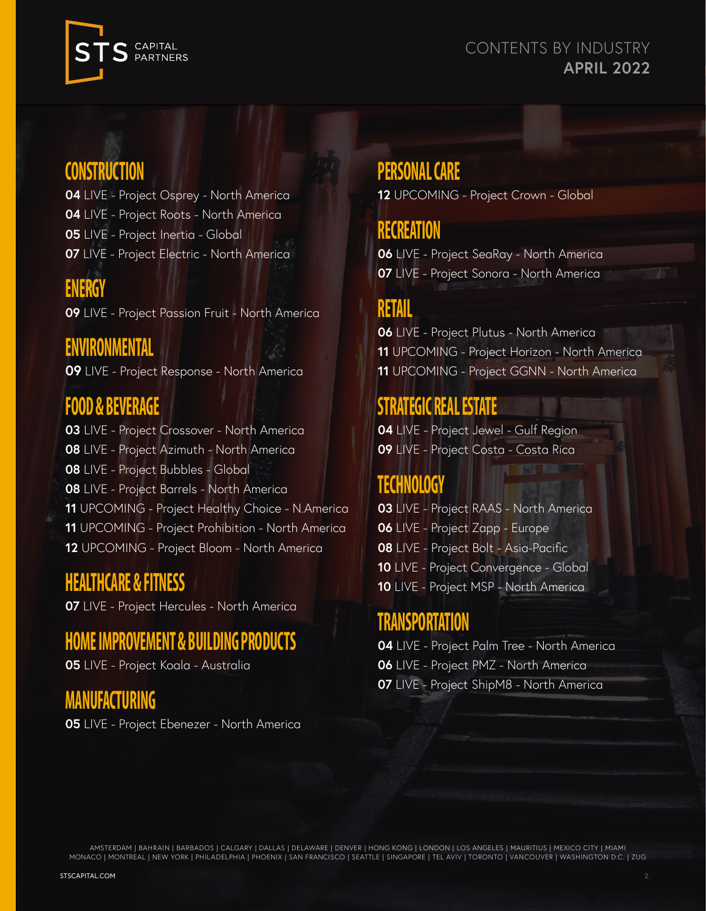# CONTENTS BY INDUSTRY

**APRIL 2022**

## CONSTRUCTION

**04** LIVE - Project Osprey - North America
**04** LIVE - Project Roots - North America
**05** LIVE - Project Inertia - Global
**07** LIVE - Project Electric - North America

## ENERGY

**09** LIVE - Project Passion Fruit - North America

## ENVIRONMENTAL

**09** LIVE - Project Response - North America

## FOOD & BEVERAGE

**03** LIVE - Project Crossover - North America
**08** LIVE - Project Azimuth - North America
**08** LIVE - Project Bubbles - Global
**08** LIVE - Project Barrels - North America
**11** UPCOMING - Project Healthy Choice - N.America
**11** UPCOMING - Project Prohibition - North America
**12** UPCOMING - Project Bloom - North America

## HEALTHCARE & FITNESS

**07** LIVE - Project Hercules - North America

## HOME IMPROVEMENT & BUILDING PRODUCTS

**05** LIVE - Project Koala - Australia

## MANUFACTURING

**05** LIVE - Project Ebenezer - North America

## PERSONAL CARE

**12** UPCOMING - Project Crown - Global

## RECREATION

**06** LIVE - Project SeaRay - North America
**07** LIVE - Project Sonora - North America

## RETAIL

**06** LIVE - Project Plutus - North America
**11** UPCOMING - Project Horizon - North America
**11** UPCOMING - Project GGNN - North America

## STRATEGIC REAL ESTATE

**04** LIVE - Project Jewel - Gulf Region
**09** LIVE - Project Costa - Costa Rica

## TECHNOLOGY

**03** LIVE - Project RAAS - North America
**06** LIVE - Project Zapp - Europe
**08** LIVE - Project Bolt - Asia-Pacific
**10** LIVE - Project Convergence - Global
**10** LIVE - Project MSP - North America

## TRANSPORTATION

**04** LIVE - Project Palm Tree - North America
**06** LIVE - Project PMZ - North America
**07** LIVE - Project ShipM8 - North America

AMSTERDAM | BAHRAIN | BARBADOS | CALGARY | DALLAS | DELAWARE | DENVER | HONG KONG | LONDON | LOS ANGELES | MAURITIUS | MEXICO CITY | MIAMI
MONACO | MONTREAL | NEW YORK | PHILADELPHIA | PHOENIX | SAN FRANCISCO | SEATTLE | SINGAPORE | TEL AVIV | TORONTO | VANCOUVER | WASHINGTON D.C. | ZUG

STSCAPITAL.COM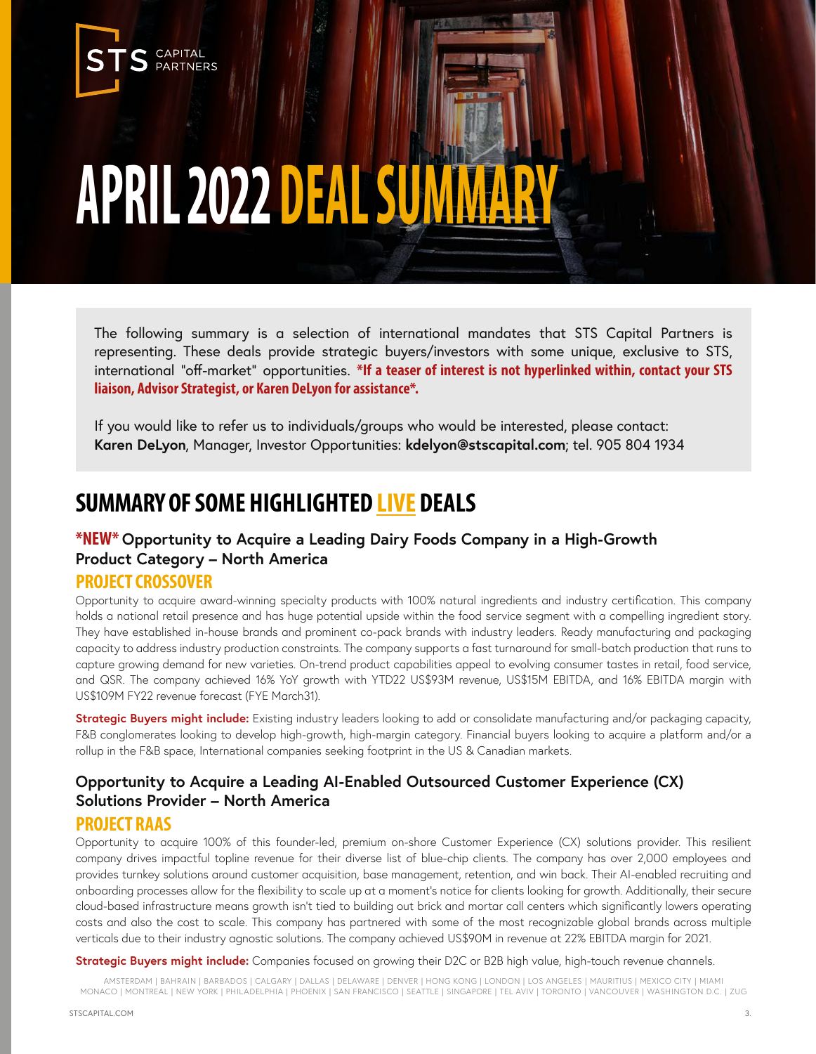# APRIL 2022 DEAL SUMMARY

The following summary is a selection of international mandates that STS Capital Partners is representing. These deals provide strategic buyers/investors with some unique, exclusive to STS, international "off-market" opportunities. ***If a teaser of interest is not hyperlinked within, contact your STS liaison, Advisor Strategist, or Karen DeLyon for assistance*.**

If you would like to refer us to individuals/groups who would be interested, please contact:
**Karen DeLyon**, Manager, Investor Opportunities: **kdelyon@stscapital.com**; tel. 905 804 1934

## SUMMARY OF SOME HIGHLIGHTED LIVE DEALS

### *NEW* Opportunity to Acquire a Leading Dairy Foods Company in a High-Growth Product Category – North America

#### PROJECT CROSSOVER

Opportunity to acquire award-winning specialty products with 100% natural ingredients and industry certification. This company holds a national retail presence and has huge potential upside within the food service segment with a compelling ingredient story. They have established in-house brands and prominent co-pack brands with industry leaders. Ready manufacturing and packaging capacity to address industry production constraints. The company supports a fast turnaround for small-batch production that runs to capture growing demand for new varieties. On-trend product capabilities appeal to evolving consumer tastes in retail, food service, and QSR. The company achieved 16% YoY growth with YTD22 US$93M revenue, US$15M EBITDA, and 16% EBITDA margin with US$109M FY22 revenue forecast (FYE March31).

**Strategic Buyers might include:** Existing industry leaders looking to add or consolidate manufacturing and/or packaging capacity, F&B conglomerates looking to develop high-growth, high-margin category. Financial buyers looking to acquire a platform and/or a rollup in the F&B space, International companies seeking footprint in the US & Canadian markets.

### Opportunity to Acquire a Leading AI-Enabled Outsourced Customer Experience (CX) Solutions Provider – North America

#### PROJECT RAAS

Opportunity to acquire 100% of this founder-led, premium on-shore Customer Experience (CX) solutions provider. This resilient company drives impactful topline revenue for their diverse list of blue-chip clients. The company has over 2,000 employees and provides turnkey solutions around customer acquisition, base management, retention, and win back. Their AI-enabled recruiting and onboarding processes allow for the flexibility to scale up at a moment's notice for clients looking for growth. Additionally, their secure cloud-based infrastructure means growth isn't tied to building out brick and mortar call centers which significantly lowers operating costs and also the cost to scale. This company has partnered with some of the most recognizable global brands across multiple verticals due to their industry agnostic solutions. The company achieved US$90M in revenue at 22% EBITDA margin for 2021.

**Strategic Buyers might include:** Companies focused on growing their D2C or B2B high value, high-touch revenue channels.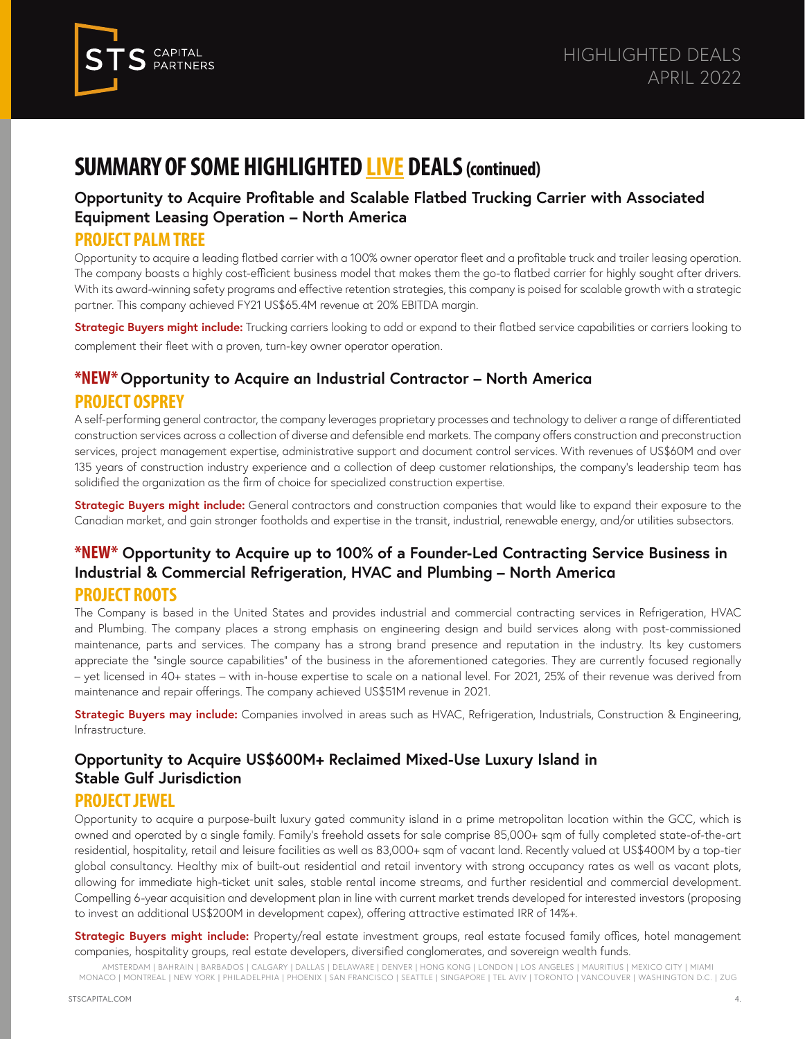# SUMMARY OF SOME HIGHLIGHTED LIVE DEALS (continued)

### Opportunity to Acquire Profitable and Scalable Flatbed Trucking Carrier with Associated Equipment Leasing Operation – North America

## PROJECT PALM TREE

Opportunity to acquire a leading flatbed carrier with a 100% owner operator fleet and a profitable truck and trailer leasing operation. The company boasts a highly cost-efficient business model that makes them the go-to flatbed carrier for highly sought after drivers. With its award-winning safety programs and effective retention strategies, this company is poised for scalable growth with a strategic partner. This company achieved FY21 US$65.4M revenue at 20% EBITDA margin.

**Strategic Buyers might include:** Trucking carriers looking to add or expand to their flatbed service capabilities or carriers looking to complement their fleet with a proven, turn-key owner operator operation.

### *NEW* Opportunity to Acquire an Industrial Contractor – North America

## PROJECT OSPREY

A self-performing general contractor, the company leverages proprietary processes and technology to deliver a range of differentiated construction services across a collection of diverse and defensible end markets. The company offers construction and preconstruction services, project management expertise, administrative support and document control services. With revenues of US$60M and over 135 years of construction industry experience and a collection of deep customer relationships, the company's leadership team has solidified the organization as the firm of choice for specialized construction expertise.

**Strategic Buyers might include:** General contractors and construction companies that would like to expand their exposure to the Canadian market, and gain stronger footholds and expertise in the transit, industrial, renewable energy, and/or utilities subsectors.

### *NEW* Opportunity to Acquire up to 100% of a Founder-Led Contracting Service Business in Industrial & Commercial Refrigeration, HVAC and Plumbing – North America

## PROJECT ROOTS

The Company is based in the United States and provides industrial and commercial contracting services in Refrigeration, HVAC and Plumbing. The company places a strong emphasis on engineering design and build services along with post-commissioned maintenance, parts and services. The company has a strong brand presence and reputation in the industry. Its key customers appreciate the "single source capabilities" of the business in the aforementioned categories. They are currently focused regionally – yet licensed in 40+ states – with in-house expertise to scale on a national level. For 2021, 25% of their revenue was derived from maintenance and repair offerings. The company achieved US$51M revenue in 2021.

**Strategic Buyers may include:** Companies involved in areas such as HVAC, Refrigeration, Industrials, Construction & Engineering, Infrastructure.

### Opportunity to Acquire US$600M+ Reclaimed Mixed-Use Luxury Island in Stable Gulf Jurisdiction

## PROJECT JEWEL

Opportunity to acquire a purpose-built luxury gated community island in a prime metropolitan location within the GCC, which is owned and operated by a single family. Family's freehold assets for sale comprise 85,000+ sqm of fully completed state-of-the-art residential, hospitality, retail and leisure facilities as well as 83,000+ sqm of vacant land. Recently valued at US$400M by a top-tier global consultancy. Healthy mix of built-out residential and retail inventory with strong occupancy rates as well as vacant plots, allowing for immediate high-ticket unit sales, stable rental income streams, and further residential and commercial development. Compelling 6-year acquisition and development plan in line with current market trends developed for interested investors (proposing to invest an additional US$200M in development capex), offering attractive estimated IRR of 14%+.

**Strategic Buyers might include:** Property/real estate investment groups, real estate focused family offices, hotel management companies, hospitality groups, real estate developers, diversified conglomerates, and sovereign wealth funds.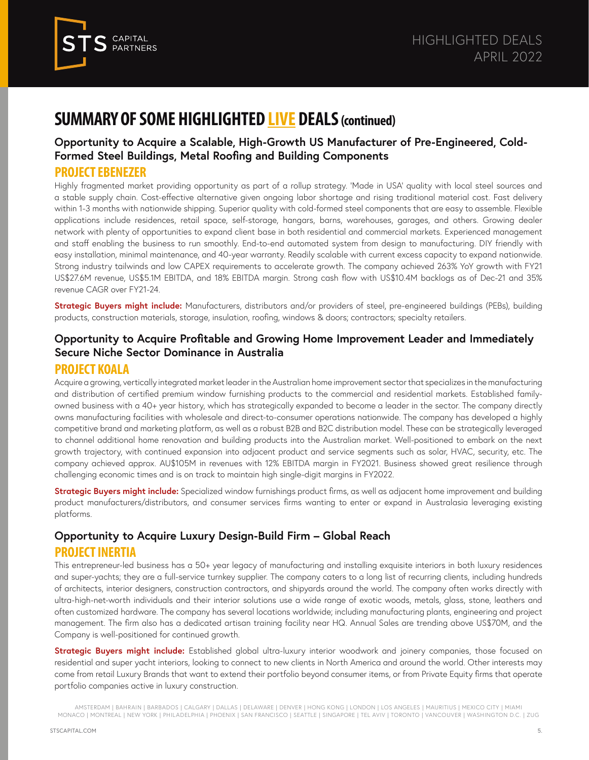# SUMMARY OF SOME HIGHLIGHTED LIVE DEALS (continued)

### Opportunity to Acquire a Scalable, High-Growth US Manufacturer of Pre-Engineered, Cold-Formed Steel Buildings, Metal Roofing and Building Components

## PROJECT EBENEZER

Highly fragmented market providing opportunity as part of a rollup strategy. 'Made in USA' quality with local steel sources and a stable supply chain. Cost-effective alternative given ongoing labor shortage and rising traditional material cost. Fast delivery within 1-3 months with nationwide shipping. Superior quality with cold-formed steel components that are easy to assemble. Flexible applications include residences, retail space, self-storage, hangars, barns, warehouses, garages, and others. Growing dealer network with plenty of opportunities to expand client base in both residential and commercial markets. Experienced management and staff enabling the business to run smoothly. End-to-end automated system from design to manufacturing. DIY friendly with easy installation, minimal maintenance, and 40-year warranty. Readily scalable with current excess capacity to expand nationwide. Strong industry tailwinds and low CAPEX requirements to accelerate growth. The company achieved 263% YoY growth with FY21 US$27.6M revenue, US$5.1M EBITDA, and 18% EBITDA margin. Strong cash flow with US$10.4M backlogs as of Dec-21 and 35% revenue CAGR over FY21-24.

**Strategic Buyers might include:** Manufacturers, distributors and/or providers of steel, pre-engineered buildings (PEBs), building products, construction materials, storage, insulation, roofing, windows & doors; contractors; specialty retailers.

### Opportunity to Acquire Profitable and Growing Home Improvement Leader and Immediately Secure Niche Sector Dominance in Australia

## PROJECT KOALA

Acquire a growing, vertically integrated market leader in the Australian home improvement sector that specializes in the manufacturing and distribution of certified premium window furnishing products to the commercial and residential markets. Established family-owned business with a 40+ year history, which has strategically expanded to become a leader in the sector. The company directly owns manufacturing facilities with wholesale and direct-to-consumer operations nationwide. The company has developed a highly competitive brand and marketing platform, as well as a robust B2B and B2C distribution model. These can be strategically leveraged to channel additional home renovation and building products into the Australian market. Well-positioned to embark on the next growth trajectory, with continued expansion into adjacent product and service segments such as solar, HVAC, security, etc. The company achieved approx. AU$105M in revenues with 12% EBITDA margin in FY2021. Business showed great resilience through challenging economic times and is on track to maintain high single-digit margins in FY2022.

**Strategic Buyers might include:** Specialized window furnishings product firms, as well as adjacent home improvement and building product manufacturers/distributors, and consumer services firms wanting to enter or expand in Australasia leveraging existing platforms.

### Opportunity to Acquire Luxury Design-Build Firm – Global Reach

## PROJECT INERTIA

This entrepreneur-led business has a 50+ year legacy of manufacturing and installing exquisite interiors in both luxury residences and super-yachts; they are a full-service turnkey supplier. The company caters to a long list of recurring clients, including hundreds of architects, interior designers, construction contractors, and shipyards around the world. The company often works directly with ultra-high-net-worth individuals and their interior solutions use a wide range of exotic woods, metals, glass, stone, leathers and often customized hardware. The company has several locations worldwide; including manufacturing plants, engineering and project management. The firm also has a dedicated artisan training facility near HQ. Annual Sales are trending above US$70M, and the Company is well-positioned for continued growth.

**Strategic Buyers might include:** Established global ultra-luxury interior woodwork and joinery companies, those focused on residential and super yacht interiors, looking to connect to new clients in North America and around the world. Other interests may come from retail Luxury Brands that want to extend their portfolio beyond consumer items, or from Private Equity firms that operate portfolio companies active in luxury construction.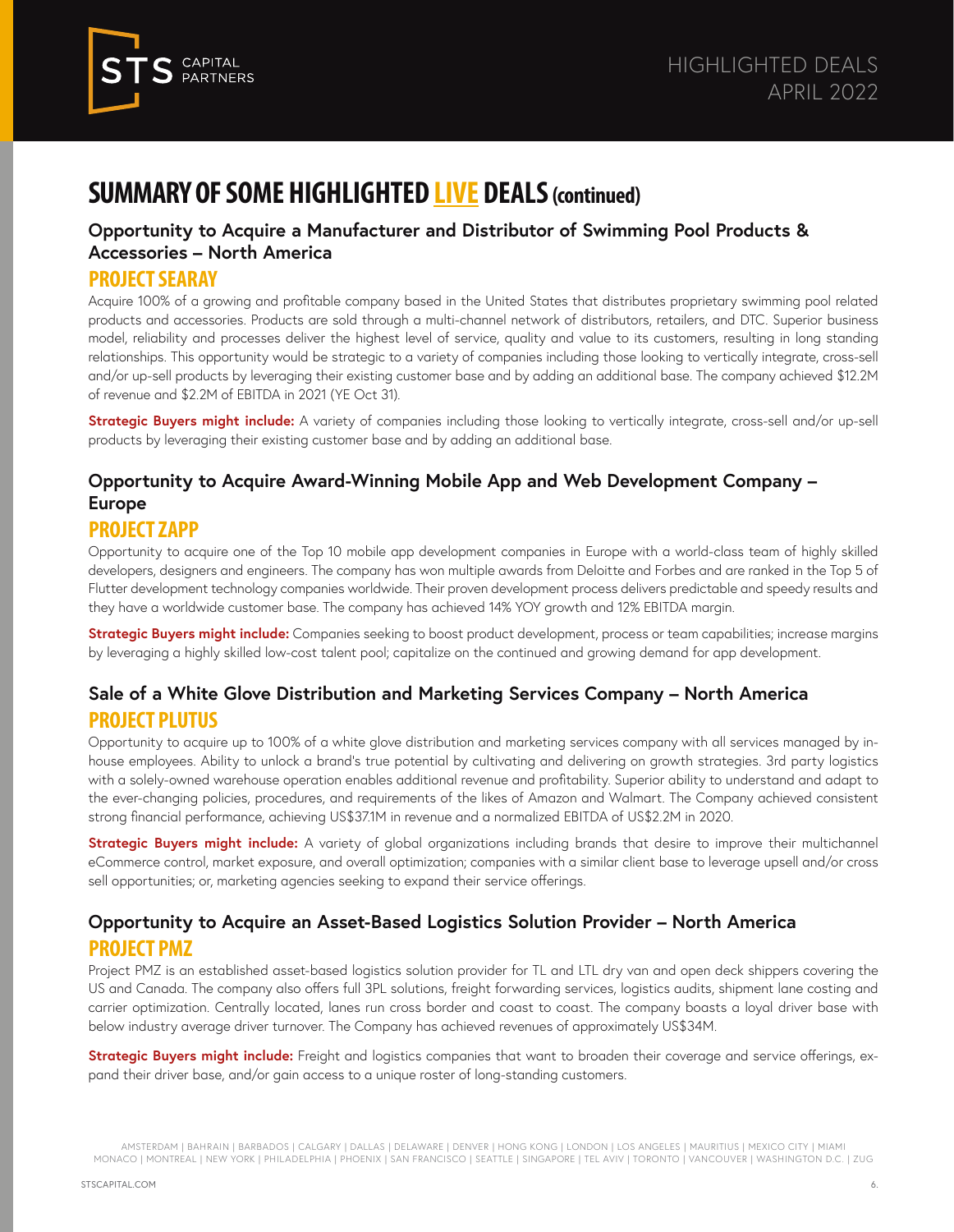# SUMMARY OF SOME HIGHLIGHTED LIVE DEALS (continued)

### Opportunity to Acquire a Manufacturer and Distributor of Swimming Pool Products & Accessories – North America

## PROJECT SEARAY

Acquire 100% of a growing and profitable company based in the United States that distributes proprietary swimming pool related products and accessories. Products are sold through a multi-channel network of distributors, retailers, and DTC. Superior business model, reliability and processes deliver the highest level of service, quality and value to its customers, resulting in long standing relationships. This opportunity would be strategic to a variety of companies including those looking to vertically integrate, cross-sell and/or up-sell products by leveraging their existing customer base and by adding an additional base. The company achieved $12.2M of revenue and $2.2M of EBITDA in 2021 (YE Oct 31).

**Strategic Buyers might include:** A variety of companies including those looking to vertically integrate, cross-sell and/or up-sell products by leveraging their existing customer base and by adding an additional base.

### Opportunity to Acquire Award-Winning Mobile App and Web Development Company – Europe

## PROJECT ZAPP

Opportunity to acquire one of the Top 10 mobile app development companies in Europe with a world-class team of highly skilled developers, designers and engineers. The company has won multiple awards from Deloitte and Forbes and are ranked in the Top 5 of Flutter development technology companies worldwide. Their proven development process delivers predictable and speedy results and they have a worldwide customer base. The company has achieved 14% YOY growth and 12% EBITDA margin.

**Strategic Buyers might include:** Companies seeking to boost product development, process or team capabilities; increase margins by leveraging a highly skilled low-cost talent pool; capitalize on the continued and growing demand for app development.

### Sale of a White Glove Distribution and Marketing Services Company – North America

## PROJECT PLUTUS

Opportunity to acquire up to 100% of a white glove distribution and marketing services company with all services managed by in-house employees. Ability to unlock a brand's true potential by cultivating and delivering on growth strategies. 3rd party logistics with a solely-owned warehouse operation enables additional revenue and profitability. Superior ability to understand and adapt to the ever-changing policies, procedures, and requirements of the likes of Amazon and Walmart. The Company achieved consistent strong financial performance, achieving US$37.1M in revenue and a normalized EBITDA of US$2.2M in 2020.

**Strategic Buyers might include:** A variety of global organizations including brands that desire to improve their multichannel eCommerce control, market exposure, and overall optimization; companies with a similar client base to leverage upsell and/or cross sell opportunities; or, marketing agencies seeking to expand their service offerings.

### Opportunity to Acquire an Asset-Based Logistics Solution Provider – North America

## PROJECT PMZ

Project PMZ is an established asset-based logistics solution provider for TL and LTL dry van and open deck shippers covering the US and Canada. The company also offers full 3PL solutions, freight forwarding services, logistics audits, shipment lane costing and carrier optimization. Centrally located, lanes run cross border and coast to coast. The company boasts a loyal driver base with below industry average driver turnover. The Company has achieved revenues of approximately US$34M.

**Strategic Buyers might include:** Freight and logistics companies that want to broaden their coverage and service offerings, expand their driver base, and/or gain access to a unique roster of long-standing customers.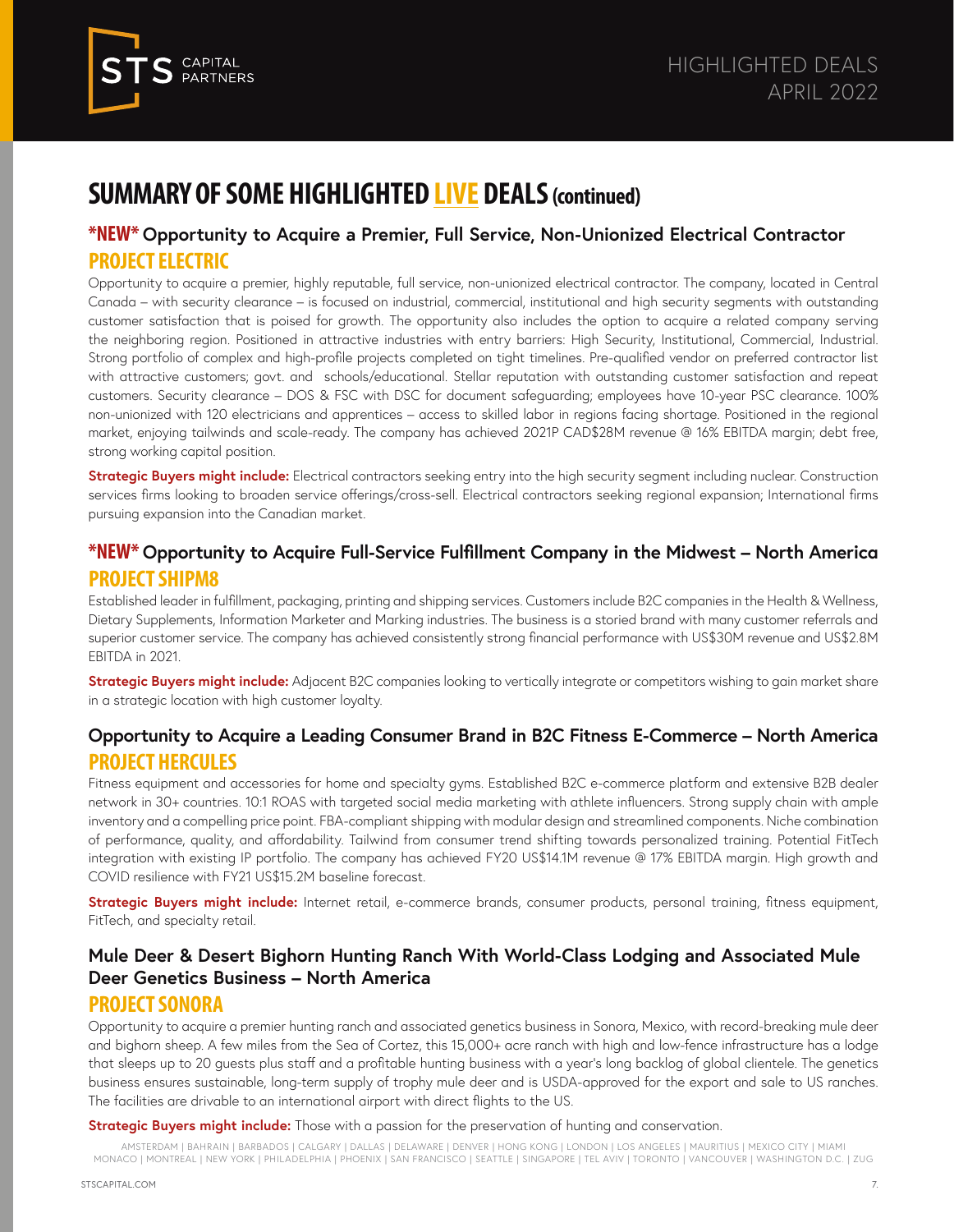# SUMMARY OF SOME HIGHLIGHTED LIVE DEALS (continued)

## *NEW* Opportunity to Acquire a Premier, Full Service, Non-Unionized Electrical Contractor

### PROJECT ELECTRIC

Opportunity to acquire a premier, highly reputable, full service, non-unionized electrical contractor. The company, located in Central Canada – with security clearance – is focused on industrial, commercial, institutional and high security segments with outstanding customer satisfaction that is poised for growth. The opportunity also includes the option to acquire a related company serving the neighboring region. Positioned in attractive industries with entry barriers: High Security, Institutional, Commercial, Industrial. Strong portfolio of complex and high-profile projects completed on tight timelines. Pre-qualified vendor on preferred contractor list with attractive customers; govt. and schools/educational. Stellar reputation with outstanding customer satisfaction and repeat customers. Security clearance – DOS & FSC with DSC for document safeguarding; employees have 10-year PSC clearance. 100% non-unionized with 120 electricians and apprentices – access to skilled labor in regions facing shortage. Positioned in the regional market, enjoying tailwinds and scale-ready. The company has achieved 2021P CAD$28M revenue @ 16% EBITDA margin; debt free, strong working capital position.

**Strategic Buyers might include:** Electrical contractors seeking entry into the high security segment including nuclear. Construction services firms looking to broaden service offerings/cross-sell. Electrical contractors seeking regional expansion; International firms pursuing expansion into the Canadian market.

## *NEW* Opportunity to Acquire Full-Service Fulfillment Company in the Midwest – North America

### PROJECT SHIPM8

Established leader in fulfillment, packaging, printing and shipping services. Customers include B2C companies in the Health & Wellness, Dietary Supplements, Information Marketer and Marking industries. The business is a storied brand with many customer referrals and superior customer service. The company has achieved consistently strong financial performance with US$30M revenue and US$2.8M EBITDA in 2021.

**Strategic Buyers might include:** Adjacent B2C companies looking to vertically integrate or competitors wishing to gain market share in a strategic location with high customer loyalty.

## Opportunity to Acquire a Leading Consumer Brand in B2C Fitness E-Commerce – North America

### PROJECT HERCULES

Fitness equipment and accessories for home and specialty gyms. Established B2C e-commerce platform and extensive B2B dealer network in 30+ countries. 10:1 ROAS with targeted social media marketing with athlete influencers. Strong supply chain with ample inventory and a compelling price point. FBA-compliant shipping with modular design and streamlined components. Niche combination of performance, quality, and affordability. Tailwind from consumer trend shifting towards personalized training. Potential FitTech integration with existing IP portfolio. The company has achieved FY20 US$14.1M revenue @ 17% EBITDA margin. High growth and COVID resilience with FY21 US$15.2M baseline forecast.

**Strategic Buyers might include:** Internet retail, e-commerce brands, consumer products, personal training, fitness equipment, FitTech, and specialty retail.

## Mule Deer & Desert Bighorn Hunting Ranch With World-Class Lodging and Associated Mule Deer Genetics Business – North America

### PROJECT SONORA

Opportunity to acquire a premier hunting ranch and associated genetics business in Sonora, Mexico, with record-breaking mule deer and bighorn sheep. A few miles from the Sea of Cortez, this 15,000+ acre ranch with high and low-fence infrastructure has a lodge that sleeps up to 20 guests plus staff and a profitable hunting business with a year's long backlog of global clientele. The genetics business ensures sustainable, long-term supply of trophy mule deer and is USDA-approved for the export and sale to US ranches. The facilities are drivable to an international airport with direct flights to the US.

**Strategic Buyers might include:** Those with a passion for the preservation of hunting and conservation.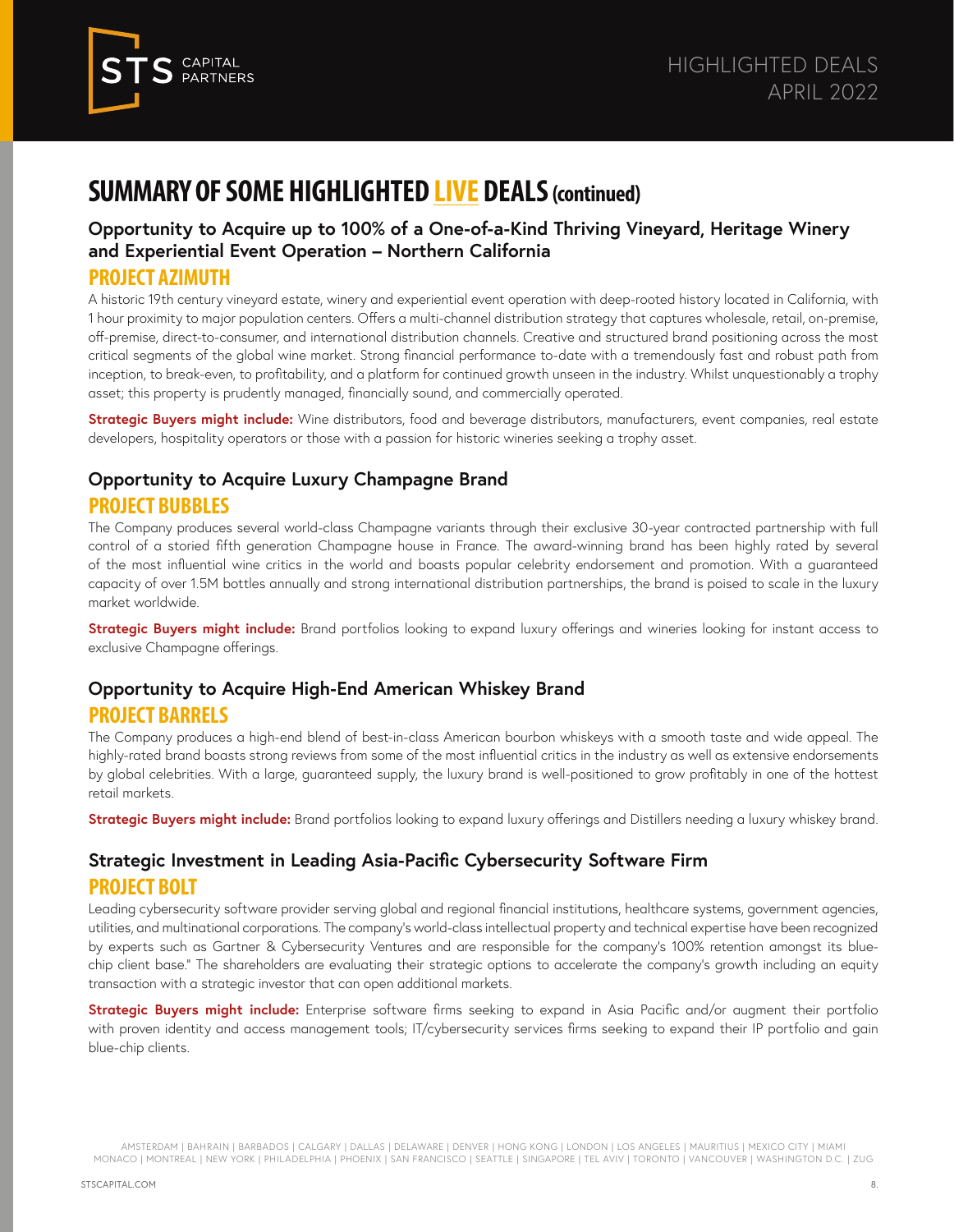# SUMMARY OF SOME HIGHLIGHTED LIVE DEALS (continued)

### Opportunity to Acquire up to 100% of a One-of-a-Kind Thriving Vineyard, Heritage Winery and Experiential Event Operation – Northern California

## PROJECT AZIMUTH

A historic 19th century vineyard estate, winery and experiential event operation with deep-rooted history located in California, with 1 hour proximity to major population centers. Offers a multi-channel distribution strategy that captures wholesale, retail, on-premise, off-premise, direct-to-consumer, and international distribution channels. Creative and structured brand positioning across the most critical segments of the global wine market. Strong financial performance to-date with a tremendously fast and robust path from inception, to break-even, to profitability, and a platform for continued growth unseen in the industry. Whilst unquestionably a trophy asset; this property is prudently managed, financially sound, and commercially operated.

**Strategic Buyers might include:** Wine distributors, food and beverage distributors, manufacturers, event companies, real estate developers, hospitality operators or those with a passion for historic wineries seeking a trophy asset.

### Opportunity to Acquire Luxury Champagne Brand

## PROJECT BUBBLES

The Company produces several world-class Champagne variants through their exclusive 30-year contracted partnership with full control of a storied fifth generation Champagne house in France. The award-winning brand has been highly rated by several of the most influential wine critics in the world and boasts popular celebrity endorsement and promotion. With a guaranteed capacity of over 1.5M bottles annually and strong international distribution partnerships, the brand is poised to scale in the luxury market worldwide.

**Strategic Buyers might include:** Brand portfolios looking to expand luxury offerings and wineries looking for instant access to exclusive Champagne offerings.

### Opportunity to Acquire High-End American Whiskey Brand

## PROJECT BARRELS

The Company produces a high-end blend of best-in-class American bourbon whiskeys with a smooth taste and wide appeal. The highly-rated brand boasts strong reviews from some of the most influential critics in the industry as well as extensive endorsements by global celebrities. With a large, guaranteed supply, the luxury brand is well-positioned to grow profitably in one of the hottest retail markets.

**Strategic Buyers might include:** Brand portfolios looking to expand luxury offerings and Distillers needing a luxury whiskey brand.

### Strategic Investment in Leading Asia-Pacific Cybersecurity Software Firm

## PROJECT BOLT

Leading cybersecurity software provider serving global and regional financial institutions, healthcare systems, government agencies, utilities, and multinational corporations. The company's world-class intellectual property and technical expertise have been recognized by experts such as Gartner & Cybersecurity Ventures and are responsible for the company's 100% retention amongst its blue-chip client base." The shareholders are evaluating their strategic options to accelerate the company's growth including an equity transaction with a strategic investor that can open additional markets.

**Strategic Buyers might include:** Enterprise software firms seeking to expand in Asia Pacific and/or augment their portfolio with proven identity and access management tools; IT/cybersecurity services firms seeking to expand their IP portfolio and gain blue-chip clients.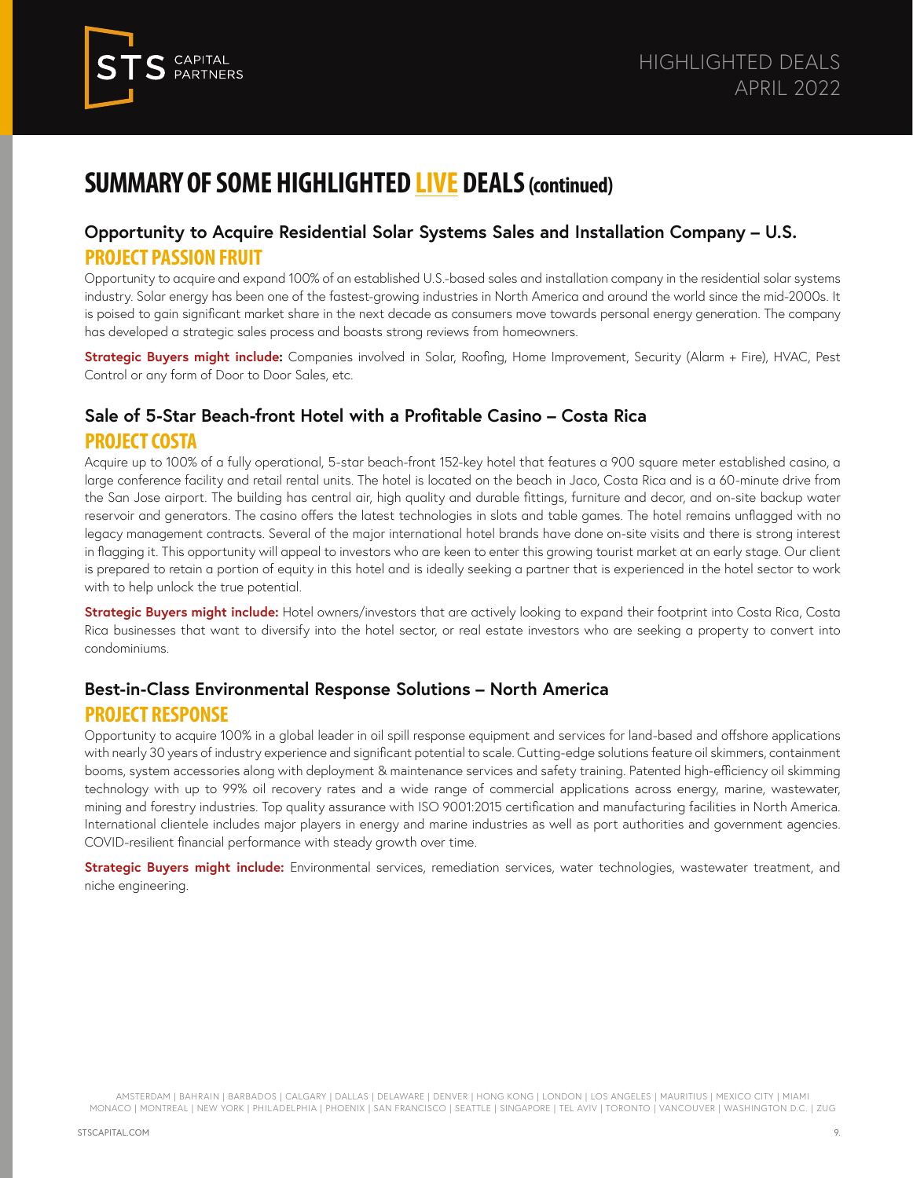# SUMMARY OF SOME HIGHLIGHTED LIVE DEALS (continued)

## Opportunity to Acquire Residential Solar Systems Sales and Installation Company – U.S.

### PROJECT PASSION FRUIT

Opportunity to acquire and expand 100% of an established U.S.-based sales and installation company in the residential solar systems industry. Solar energy has been one of the fastest-growing industries in North America and around the world since the mid-2000s. It is poised to gain significant market share in the next decade as consumers move towards personal energy generation. The company has developed a strategic sales process and boasts strong reviews from homeowners.

**Strategic Buyers might include:** Companies involved in Solar, Roofing, Home Improvement, Security (Alarm + Fire), HVAC, Pest Control or any form of Door to Door Sales, etc.

## Sale of 5-Star Beach-front Hotel with a Profitable Casino – Costa Rica

### PROJECT COSTA

Acquire up to 100% of a fully operational, 5-star beach-front 152-key hotel that features a 900 square meter established casino, a large conference facility and retail rental units. The hotel is located on the beach in Jaco, Costa Rica and is a 60-minute drive from the San Jose airport. The building has central air, high quality and durable fittings, furniture and decor, and on-site backup water reservoir and generators. The casino offers the latest technologies in slots and table games. The hotel remains unflagged with no legacy management contracts. Several of the major international hotel brands have done on-site visits and there is strong interest in flagging it. This opportunity will appeal to investors who are keen to enter this growing tourist market at an early stage. Our client is prepared to retain a portion of equity in this hotel and is ideally seeking a partner that is experienced in the hotel sector to work with to help unlock the true potential.

**Strategic Buyers might include:** Hotel owners/investors that are actively looking to expand their footprint into Costa Rica, Costa Rica businesses that want to diversify into the hotel sector, or real estate investors who are seeking a property to convert into condominiums.

## Best-in-Class Environmental Response Solutions – North America

### PROJECT RESPONSE

Opportunity to acquire 100% in a global leader in oil spill response equipment and services for land-based and offshore applications with nearly 30 years of industry experience and significant potential to scale. Cutting-edge solutions feature oil skimmers, containment booms, system accessories along with deployment & maintenance services and safety training. Patented high-efficiency oil skimming technology with up to 99% oil recovery rates and a wide range of commercial applications across energy, marine, wastewater, mining and forestry industries. Top quality assurance with ISO 9001:2015 certification and manufacturing facilities in North America. International clientele includes major players in energy and marine industries as well as port authorities and government agencies. COVID-resilient financial performance with steady growth over time.

**Strategic Buyers might include:** Environmental services, remediation services, water technologies, wastewater treatment, and niche engineering.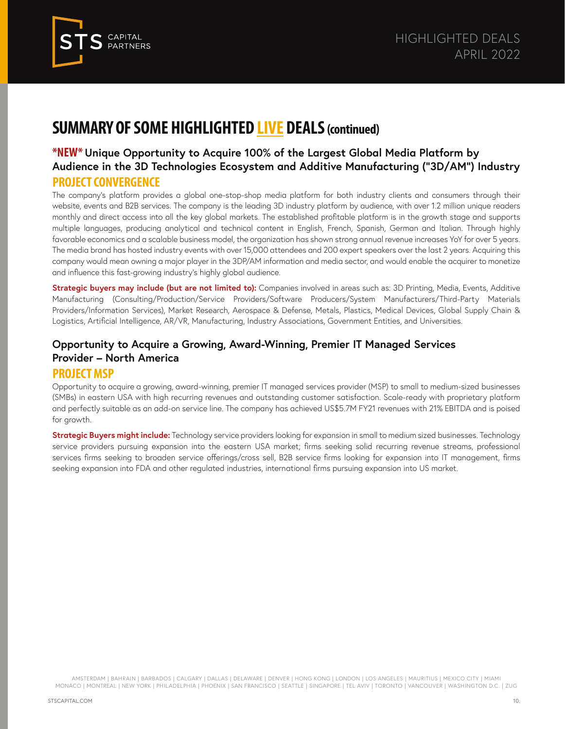## SUMMARY OF SOME HIGHLIGHTED LIVE DEALS (continued)

### *NEW* Unique Opportunity to Acquire 100% of the Largest Global Media Platform by Audience in the 3D Technologies Ecosystem and Additive Manufacturing ("3D/AM") Industry

**PROJECT CONVERGENCE**

The company's platform provides a global one-stop-shop media platform for both industry clients and consumers through their website, events and B2B services. The company is the leading 3D industry platform by audience, with over 1.2 million unique readers monthly and direct access into all the key global markets. The established profitable platform is in the growth stage and supports multiple languages, producing analytical and technical content in English, French, Spanish, German and Italian. Through highly favorable economics and a scalable business model, the organization has shown strong annual revenue increases YoY for over 5 years. The media brand has hosted industry events with over 15,000 attendees and 200 expert speakers over the last 2 years. Acquiring this company would mean owning a major player in the 3DP/AM information and media sector, and would enable the acquirer to monetize and influence this fast-growing industry's highly global audience.

**Strategic buyers may include (but are not limited to):** Companies involved in areas such as: 3D Printing, Media, Events, Additive Manufacturing (Consulting/Production/Service Providers/Software Producers/System Manufacturers/Third-Party Materials Providers/Information Services), Market Research, Aerospace & Defense, Metals, Plastics, Medical Devices, Global Supply Chain & Logistics, Artificial Intelligence, AR/VR, Manufacturing, Industry Associations, Government Entities, and Universities.

### Opportunity to Acquire a Growing, Award-Winning, Premier IT Managed Services Provider – North America

**PROJECT MSP**

Opportunity to acquire a growing, award-winning, premier IT managed services provider (MSP) to small to medium-sized businesses (SMBs) in eastern USA with high recurring revenues and outstanding customer satisfaction. Scale-ready with proprietary platform and perfectly suitable as an add-on service line. The company has achieved US$5.7M FY21 revenues with 21% EBITDA and is poised for growth.

**Strategic Buyers might include:** Technology service providers looking for expansion in small to medium sized businesses. Technology service providers pursuing expansion into the eastern USA market; firms seeking solid recurring revenue streams, professional services firms seeking to broaden service offerings/cross sell, B2B service firms looking for expansion into IT management, firms seeking expansion into FDA and other regulated industries, international firms pursuing expansion into US market.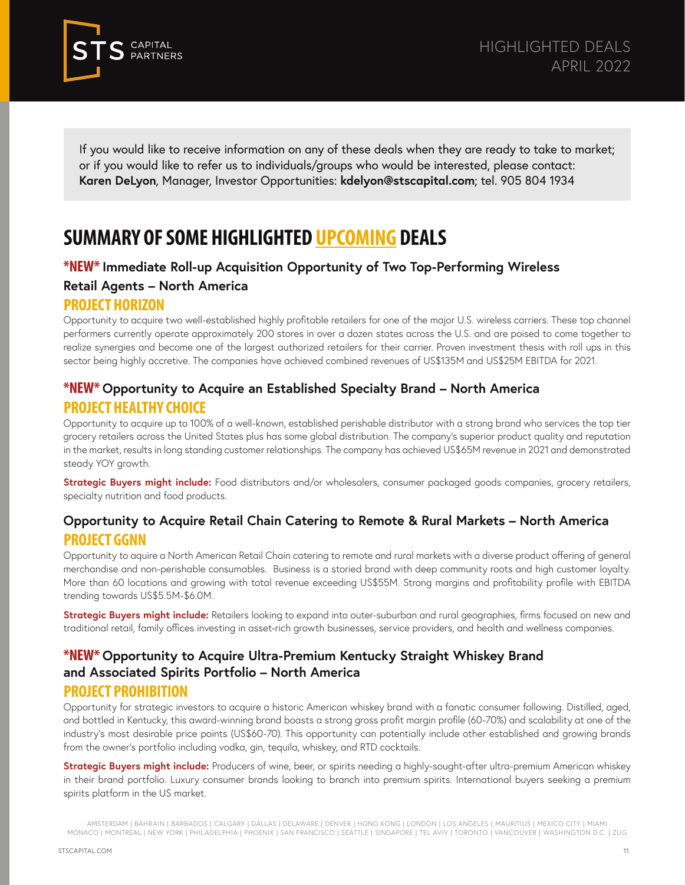HIGHLIGHTED DEALS
APRIL 2022

If you would like to receive information on any of these deals when they are ready to take to market; or if you would like to refer us to individuals/groups who would be interested, please contact: **Karen DeLyon**, Manager, Investor Opportunities: **kdelyon@stscapital.com**; tel. 905 804 1934

# SUMMARY OF SOME HIGHLIGHTED UPCOMING DEALS

### *NEW* Immediate Roll-up Acquisition Opportunity of Two Top-Performing Wireless Retail Agents – North America

**PROJECT HORIZON**

Opportunity to acquire two well-established highly profitable retailers for one of the major U.S. wireless carriers. These top channel performers currently operate approximately 200 stores in over a dozen states across the U.S. and are poised to come together to realize synergies and become one of the largest authorized retailers for their carrier. Proven investment thesis with roll ups in this sector being highly accretive. The companies have achieved combined revenues of US$135M and US$25M EBITDA for 2021.

### *NEW* Opportunity to Acquire an Established Specialty Brand – North America

**PROJECT HEALTHY CHOICE**

Opportunity to acquire up to 100% of a well-known, established perishable distributor with a strong brand who services the top tier grocery retailers across the United States plus has some global distribution. The company's superior product quality and reputation in the market, results in long standing customer relationships. The company has achieved US$65M revenue in 2021 and demonstrated steady YOY growth.

**Strategic Buyers might include:** Food distributors and/or wholesalers, consumer packaged goods companies, grocery retailers, specialty nutrition and food products.

### Opportunity to Acquire Retail Chain Catering to Remote & Rural Markets – North America

**PROJECT GGNN**

Opportunity to aquire a North American Retail Chain catering to remote and rural markets with a diverse product offering of general merchandise and non-perishable consumables. Business is a storied brand with deep community roots and high customer loyalty. More than 60 locations and growing with total revenue exceeding US$55M. Strong margins and profitability profile with EBITDA trending towards US$5.5M-$6.0M.

**Strategic Buyers might include:** Retailers looking to expand into outer-suburban and rural geographies, firms focused on new and traditional retail, family offices investing in asset-rich growth businesses, service providers, and health and wellness companies.

### *NEW* Opportunity to Acquire Ultra-Premium Kentucky Straight Whiskey Brand and Associated Spirits Portfolio – North America

**PROJECT PROHIBITION**

Opportunity for strategic investors to acquire a historic American whiskey brand with a fanatic consumer following. Distilled, aged, and bottled in Kentucky, this award-winning brand boasts a strong gross profit margin profile (60-70%) and scalability at one of the industry's most desirable price points (US$60-70). This opportunity can potentially include other established and growing brands from the owner's portfolio including vodka, gin, tequila, whiskey, and RTD cocktails.

**Strategic Buyers might include:** Producers of wine, beer, or spirits needing a highly-sought-after ultra-premium American whiskey in their brand portfolio. Luxury consumer brands looking to branch into premium spirits. International buyers seeking a premium spirits platform in the US market.

AMSTERDAM | BAHRAIN | BARBADOS | CALGARY | DALLAS | DELAWARE | DENVER | HONG KONG | LONDON | LOS ANGELES | MAURITIUS | MEXICO CITY | MIAMI MONACO | MONTREAL | NEW YORK | PHILADELPHIA | PHOENIX | SAN FRANCISCO | SEATTLE | SINGAPORE | TEL AVIV | TORONTO | VANCOUVER | WASHINGTON D.C. | ZUG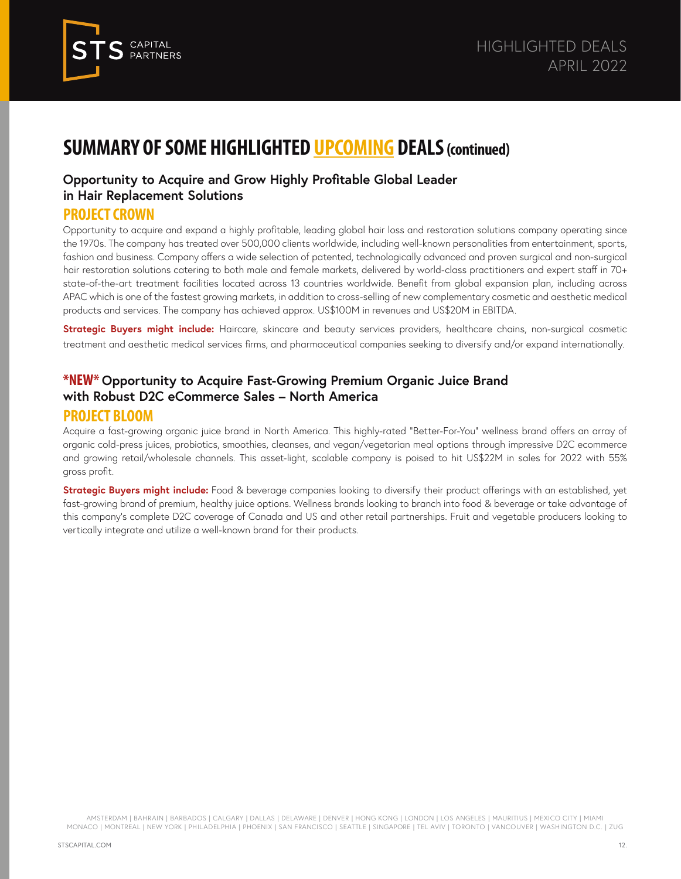# SUMMARY OF SOME HIGHLIGHTED UPCOMING DEALS (continued)

### Opportunity to Acquire and Grow Highly Profitable Global Leader in Hair Replacement Solutions

## PROJECT CROWN

Opportunity to acquire and expand a highly profitable, leading global hair loss and restoration solutions company operating since the 1970s. The company has treated over 500,000 clients worldwide, including well-known personalities from entertainment, sports, fashion and business. Company offers a wide selection of patented, technologically advanced and proven surgical and non-surgical hair restoration solutions catering to both male and female markets, delivered by world-class practitioners and expert staff in 70+ state-of-the-art treatment facilities located across 13 countries worldwide. Benefit from global expansion plan, including across APAC which is one of the fastest growing markets, in addition to cross-selling of new complementary cosmetic and aesthetic medical products and services. The company has achieved approx. US$100M in revenues and US$20M in EBITDA.

**Strategic Buyers might include:** Haircare, skincare and beauty services providers, healthcare chains, non-surgical cosmetic treatment and aesthetic medical services firms, and pharmaceutical companies seeking to diversify and/or expand internationally.

### *NEW* Opportunity to Acquire Fast-Growing Premium Organic Juice Brand with Robust D2C eCommerce Sales – North America

## PROJECT BLOOM

Acquire a fast-growing organic juice brand in North America. This highly-rated "Better-For-You" wellness brand offers an array of organic cold-press juices, probiotics, smoothies, cleanses, and vegan/vegetarian meal options through impressive D2C ecommerce and growing retail/wholesale channels. This asset-light, scalable company is poised to hit US$22M in sales for 2022 with 55% gross profit.

**Strategic Buyers might include:** Food & beverage companies looking to diversify their product offerings with an established, yet fast-growing brand of premium, healthy juice options. Wellness brands looking to branch into food & beverage or take advantage of this company's complete D2C coverage of Canada and US and other retail partnerships. Fruit and vegetable producers looking to vertically integrate and utilize a well-known brand for their products.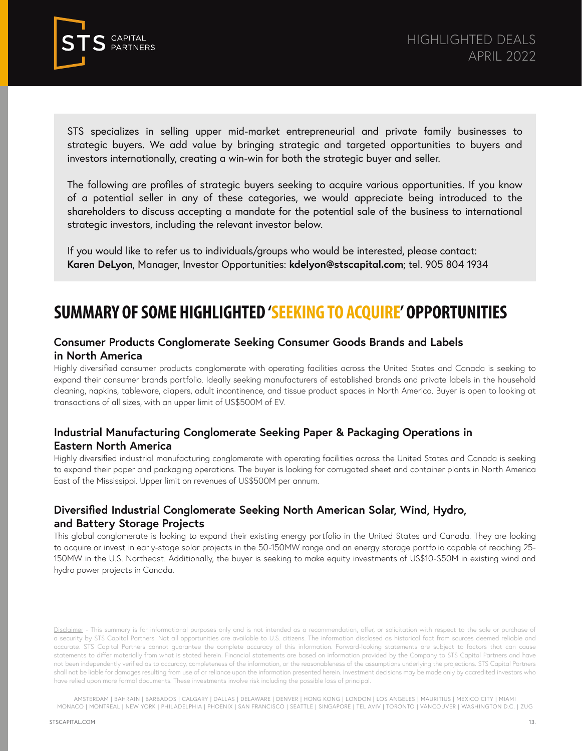STS specializes in selling upper mid-market entrepreneurial and private family businesses to strategic buyers. We add value by bringing strategic and targeted opportunities to buyers and investors internationally, creating a win-win for both the strategic buyer and seller.

The following are profiles of strategic buyers seeking to acquire various opportunities. If you know of a potential seller in any of these categories, we would appreciate being introduced to the shareholders to discuss accepting a mandate for the potential sale of the business to international strategic investors, including the relevant investor below.

If you would like to refer us to individuals/groups who would be interested, please contact:
**Karen DeLyon**, Manager, Investor Opportunities: **kdelyon@stscapital.com**; tel. 905 804 1934

# SUMMARY OF SOME HIGHLIGHTED 'SEEKING TO ACQUIRE' OPPORTUNITIES

## Consumer Products Conglomerate Seeking Consumer Goods Brands and Labels in North America

Highly diversified consumer products conglomerate with operating facilities across the United States and Canada is seeking to expand their consumer brands portfolio. Ideally seeking manufacturers of established brands and private labels in the household cleaning, napkins, tableware, diapers, adult incontinence, and tissue product spaces in North America. Buyer is open to looking at transactions of all sizes, with an upper limit of US$500M of EV.

## Industrial Manufacturing Conglomerate Seeking Paper & Packaging Operations in Eastern North America

Highly diversified industrial manufacturing conglomerate with operating facilities across the United States and Canada is seeking to expand their paper and packaging operations. The buyer is looking for corrugated sheet and container plants in North America East of the Mississippi. Upper limit on revenues of US$500M per annum.

## Diversified Industrial Conglomerate Seeking North American Solar, Wind, Hydro, and Battery Storage Projects

This global conglomerate is looking to expand their existing energy portfolio in the United States and Canada. They are looking to acquire or invest in early-stage solar projects in the 50-150MW range and an energy storage portfolio capable of reaching 25-150MW in the U.S. Northeast. Additionally, the buyer is seeking to make equity investments of US$10-$50M in existing wind and hydro power projects in Canada.

Disclaimer - This summary is for informational purposes only and is not intended as a recommendation, offer, or solicitation with respect to the sale or purchase of a security by STS Capital Partners. Not all opportunities are available to U.S. citizens. The information disclosed as historical fact from sources deemed reliable and accurate. STS Capital Partners cannot guarantee the complete accuracy of this information. Forward-looking statements are subject to factors that can cause statements to differ materially from what is stated herein. Financial statements are based on information provided by the Company to STS Capital Partners and have not been independently verified as to accuracy, completeness of the information, or the reasonableness of the assumptions underlying the projections. STS Capital Partners shall not be liable for damages resulting from use of or reliance upon the information presented herein. Investment decisions may be made only by accredited investors who have relied upon more formal documents. These investments involve risk including the possible loss of principal.

AMSTERDAM | BAHRAIN | BARBADOS | CALGARY | DALLAS | DELAWARE | DENVER | HONG KONG | LONDON | LOS ANGELES | MAURITIUS | MEXICO CITY | MIAMI
MONACO | MONTREAL | NEW YORK | PHILADELPHIA | PHOENIX | SAN FRANCISCO | SEATTLE | SINGAPORE | TEL AVIV | TORONTO | VANCOUVER | WASHINGTON D.C. | ZUG